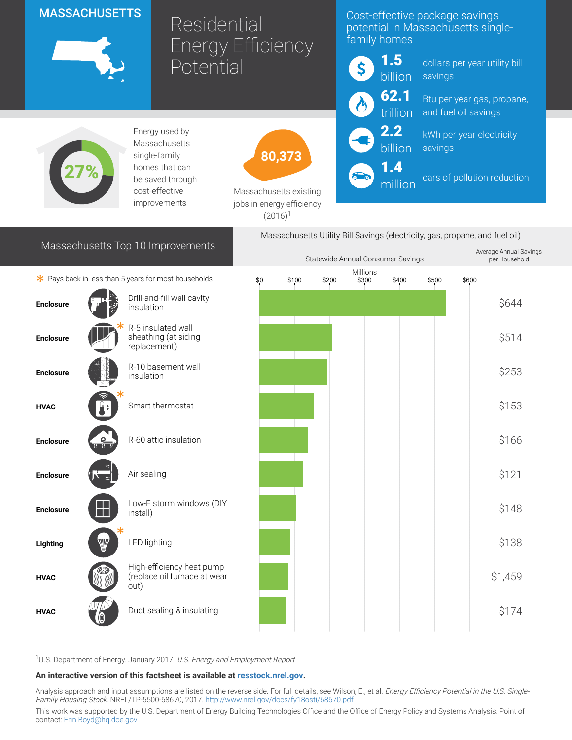# MASSACHUSETTS

# Residential Energy Efficiency Potential

## Cost-effective package savings potential in Massachusetts single-family homes

- **1.5 billion** dollars per year utility bill savings
- **62.1 trillion** Btu per year gas, propane, and fuel oil savings
- **2.2 billion** kWh per year electricity savings
- **1.4 million** cars of pollution reduction

**27%** Energy used by Massachusetts single-family homes that can be saved through cost-effective improvements

**80,373** Massachusetts existing jobs in energy efficiency (2016)[1]

## Massachusetts Top 10 Improvements

Massachusetts Utility Bill Savings (electricity, gas, propane, and fuel oil)

\* Pays back in less than 5 years for most households

| Category | Improvement | Statewide Annual Consumer Savings (Millions) | Average Annual Savings per Household |
|---|---|---|---|
| Enclosure | Drill-and-fill wall cavity insulation | | $644 |
| Enclosure | R-5 insulated wall sheathing (at siding replacement) * | | $514 |
| Enclosure | R-10 basement wall insulation | | $253 |
| HVAC | Smart thermostat * | | $153 |
| Enclosure | R-60 attic insulation | | $166 |
| Enclosure | Air sealing | | $121 |
| Enclosure | Low-E storm windows (DIY install) | | $148 |
| Lighting | LED lighting * | | $138 |
| HVAC | High-efficiency heat pump (replace oil furnace at wear out) | | $1,459 |
| HVAC | Duct sealing & insulating | | $174 |

[1]U.S. Department of Energy. January 2017. *U.S. Energy and Employment Report*

**An interactive version of this factsheet is available at resstock.nrel.gov.**

Analysis approach and input assumptions are listed on the reverse side. For full details, see Wilson, E., et al. *Energy Efficiency Potential in the U.S. Single-Family Housing Stock*. NREL/TP-5500-68670, 2017. http://www.nrel.gov/docs/fy18osti/68670.pdf

This work was supported by the U.S. Department of Energy Building Technologies Office and the Office of Energy Policy and Systems Analysis. Point of contact: Erin.Boyd@hq.doe.gov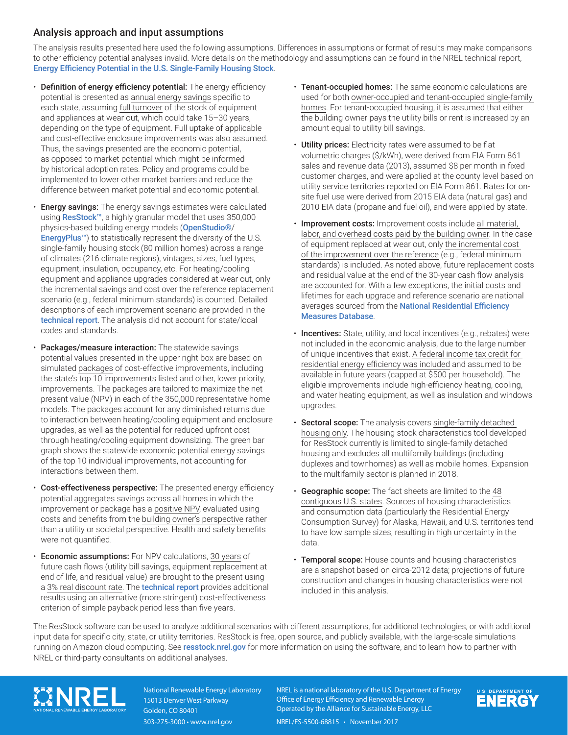## Analysis approach and input assumptions

The analysis results presented here used the following assumptions. Differences in assumptions or format of results may make comparisons to other efficiency potential analyses invalid. More details on the methodology and assumptions can be found in the NREL technical report, Energy Efficiency Potential in the U.S. Single-Family Housing Stock.

- **Definition of energy efficiency potential:** The energy efficiency potential is presented as annual energy savings specific to each state, assuming full turnover of the stock of equipment and appliances at wear out, which could take 15–30 years, depending on the type of equipment. Full uptake of applicable and cost-effective enclosure improvements was also assumed. Thus, the savings presented are the economic potential, as opposed to market potential which might be informed by historical adoption rates. Policy and programs could be implemented to lower other market barriers and reduce the difference between market potential and economic potential.
- **Energy savings:** The energy savings estimates were calculated using ResStock™, a highly granular model that uses 350,000 physics-based building energy models (OpenStudio®/ EnergyPlus™) to statistically represent the diversity of the U.S. single-family housing stock (80 million homes) across a range of climates (216 climate regions), vintages, sizes, fuel types, equipment, insulation, occupancy, etc. For heating/cooling equipment and appliance upgrades considered at wear out, only the incremental savings and cost over the reference replacement scenario (e.g., federal minimum standards) is counted. Detailed descriptions of each improvement scenario are provided in the technical report. The analysis did not account for state/local codes and standards.
- **Packages/measure interaction:** The statewide savings potential values presented in the upper right box are based on simulated packages of cost-effective improvements, including the state's top 10 improvements listed and other, lower priority, improvements. The packages are tailored to maximize the net present value (NPV) in each of the 350,000 representative home models. The packages account for any diminished returns due to interaction between heating/cooling equipment and enclosure upgrades, as well as the potential for reduced upfront cost through heating/cooling equipment downsizing. The green bar graph shows the statewide economic potential energy savings of the top 10 individual improvements, not accounting for interactions between them.
- **Cost-effectiveness perspective:** The presented energy efficiency potential aggregates savings across all homes in which the improvement or package has a positive NPV, evaluated using costs and benefits from the building owner's perspective rather than a utility or societal perspective. Health and safety benefits were not quantified.
- **Economic assumptions:** For NPV calculations, 30 years of future cash flows (utility bill savings, equipment replacement at end of life, and residual value) are brought to the present using a 3% real discount rate. The technical report provides additional results using an alternative (more stringent) cost-effectiveness criterion of simple payback period less than five years.
- **Tenant-occupied homes:** The same economic calculations are used for both owner-occupied and tenant-occupied single-family homes. For tenant-occupied housing, it is assumed that either the building owner pays the utility bills or rent is increased by an amount equal to utility bill savings.
- **Utility prices:** Electricity rates were assumed to be flat volumetric charges ($/kWh), were derived from EIA Form 861 sales and revenue data (2013), assumed $8 per month in fixed customer charges, and were applied at the county level based on utility service territories reported on EIA Form 861. Rates for on-site fuel use were derived from 2015 EIA data (natural gas) and 2010 EIA data (propane and fuel oil), and were applied by state.
- **Improvement costs:** Improvement costs include all material, labor, and overhead costs paid by the building owner. In the case of equipment replaced at wear out, only the incremental cost of the improvement over the reference (e.g., federal minimum standards) is included. As noted above, future replacement costs and residual value at the end of the 30-year cash flow analysis are accounted for. With a few exceptions, the initial costs and lifetimes for each upgrade and reference scenario are national averages sourced from the National Residential Efficiency Measures Database.
- **Incentives:** State, utility, and local incentives (e.g., rebates) were not included in the economic analysis, due to the large number of unique incentives that exist. A federal income tax credit for residential energy efficiency was included and assumed to be available in future years (capped at $500 per household). The eligible improvements include high-efficiency heating, cooling, and water heating equipment, as well as insulation and windows upgrades.
- **Sectoral scope:** The analysis covers single-family detached housing only. The housing stock characteristics tool developed for ResStock currently is limited to single-family detached housing and excludes all multifamily buildings (including duplexes and townhomes) as well as mobile homes. Expansion to the multifamily sector is planned in 2018.
- **Geographic scope:** The fact sheets are limited to the 48 contiguous U.S. states. Sources of housing characteristics and consumption data (particularly the Residential Energy Consumption Survey) for Alaska, Hawaii, and U.S. territories tend to have low sample sizes, resulting in high uncertainty in the data.
- **Temporal scope:** House counts and housing characteristics are a snapshot based on circa-2012 data; projections of future construction and changes in housing characteristics were not included in this analysis.

The ResStock software can be used to analyze additional scenarios with different assumptions, for additional technologies, or with additional input data for specific city, state, or utility territories. ResStock is free, open source, and publicly available, with the large-scale simulations running on Amazon cloud computing. See resstock.nrel.gov for more information on using the software, and to learn how to partner with NREL or third-party consultants on additional analyses.

NREL
NATIONAL RENEWABLE ENERGY LABORATORY

National Renewable Energy Laboratory
15013 Denver West Parkway
Golden, CO 80401
303-275-3000 • www.nrel.gov

NREL is a national laboratory of the U.S. Department of Energy
Office of Energy Efficiency and Renewable Energy
Operated by the Alliance for Sustainable Energy, LLC

NREL/FS-5500-68815 • November 2017

U.S. DEPARTMENT OF ENERGY